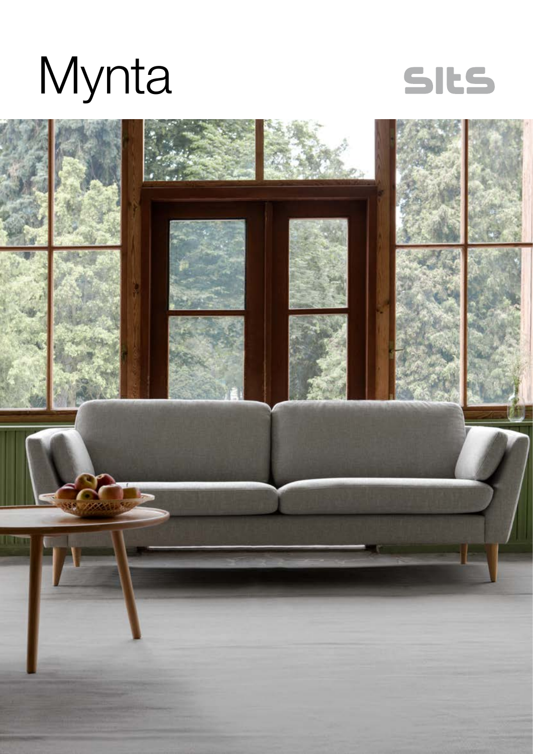# Mynta

sits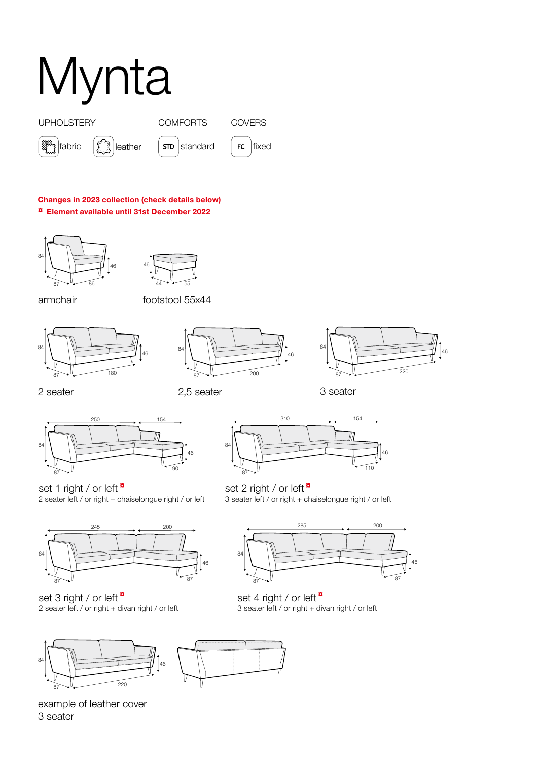# Mynta

| UPHOLSTERY | | COMFORTS | COVERS |
|---|---|---|---|
| fabric | leather | STD standard | FC fixed |

**Changes in 2023 collection (check details below)**

**¤ Element available until 31st December 2022**

armchair

84 / 46 / 87 / 86

footstool 55x44

46 / 44 / 55

2 seater

84 / 46 / 87 / 180

2,5 seater

84 / 46 / 87 / 200

3 seater

84 / 46 / 87 / 220

set 1 right / or left ¤

2 seater left / or right + chaiselongue right / or left

250 / 154 / 84 / 46 / 87 / 90

set 2 right / or left ¤

3 seater left / or right + chaiselongue right / or left

310 / 154 / 84 / 46 / 87 / 110

set 3 right / or left ¤

2 seater left / or right + divan right / or left

245 / 200 / 84 / 46 / 87 / 87

set 4 right / or left ¤

3 seater left / or right + divan right / or left

285 / 200 / 84 / 46 / 87 / 87

84 / 46 / 87 / 220

example of leather cover
3 seater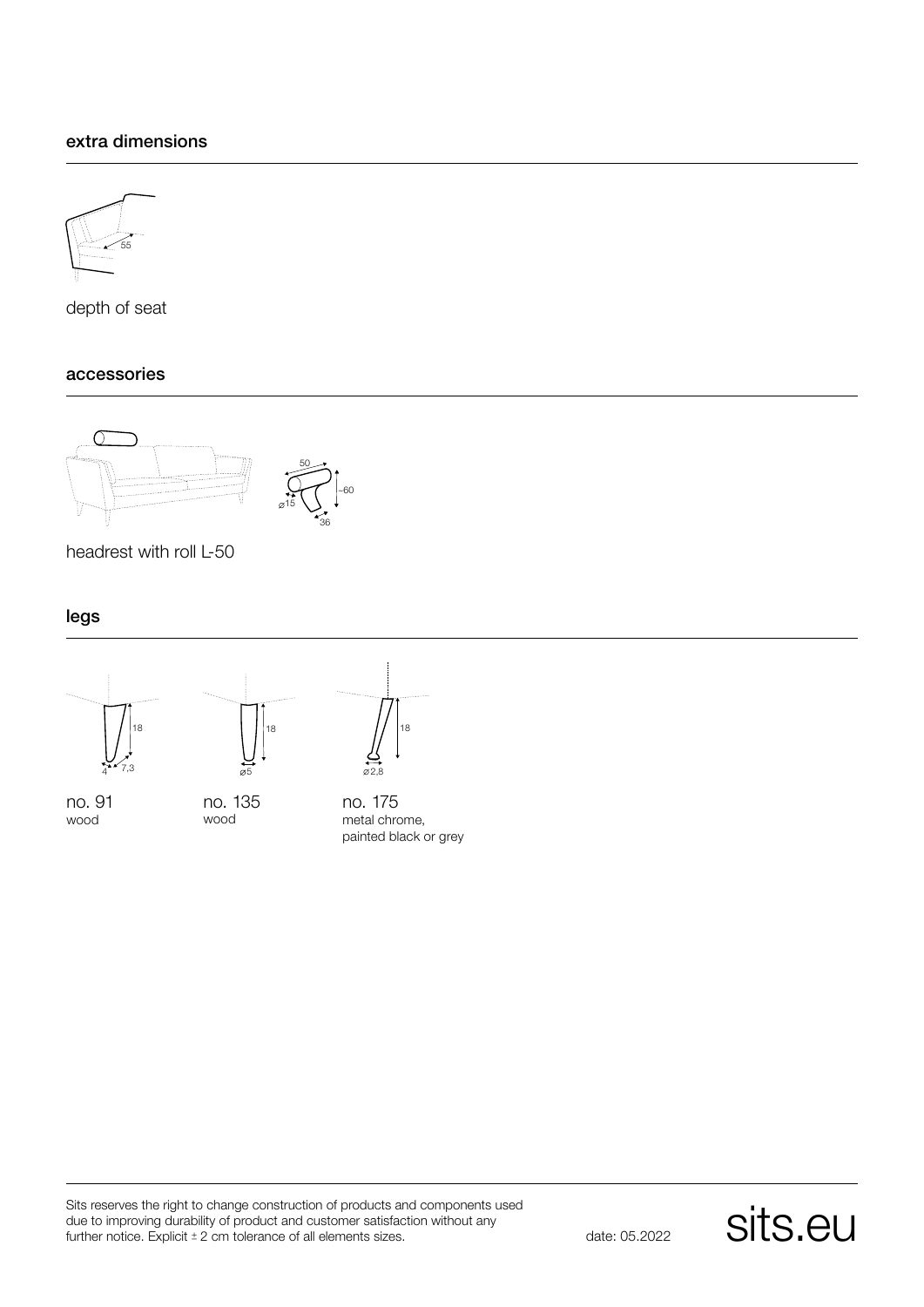## extra dimensions

55

depth of seat

## accessories

50

~60

⌀15

36

headrest with roll L-50

## legs

18

4

7,3

no. 91
wood

18

⌀5

no. 135
wood

18

⌀2,8

no. 175
metal chrome,
painted black or grey

Sits reserves the right to change construction of products and components used due to improving durability of product and customer satisfaction without any further notice. Explicit ± 2 cm tolerance of all elements sizes.

date: 05.2022

sits.eu